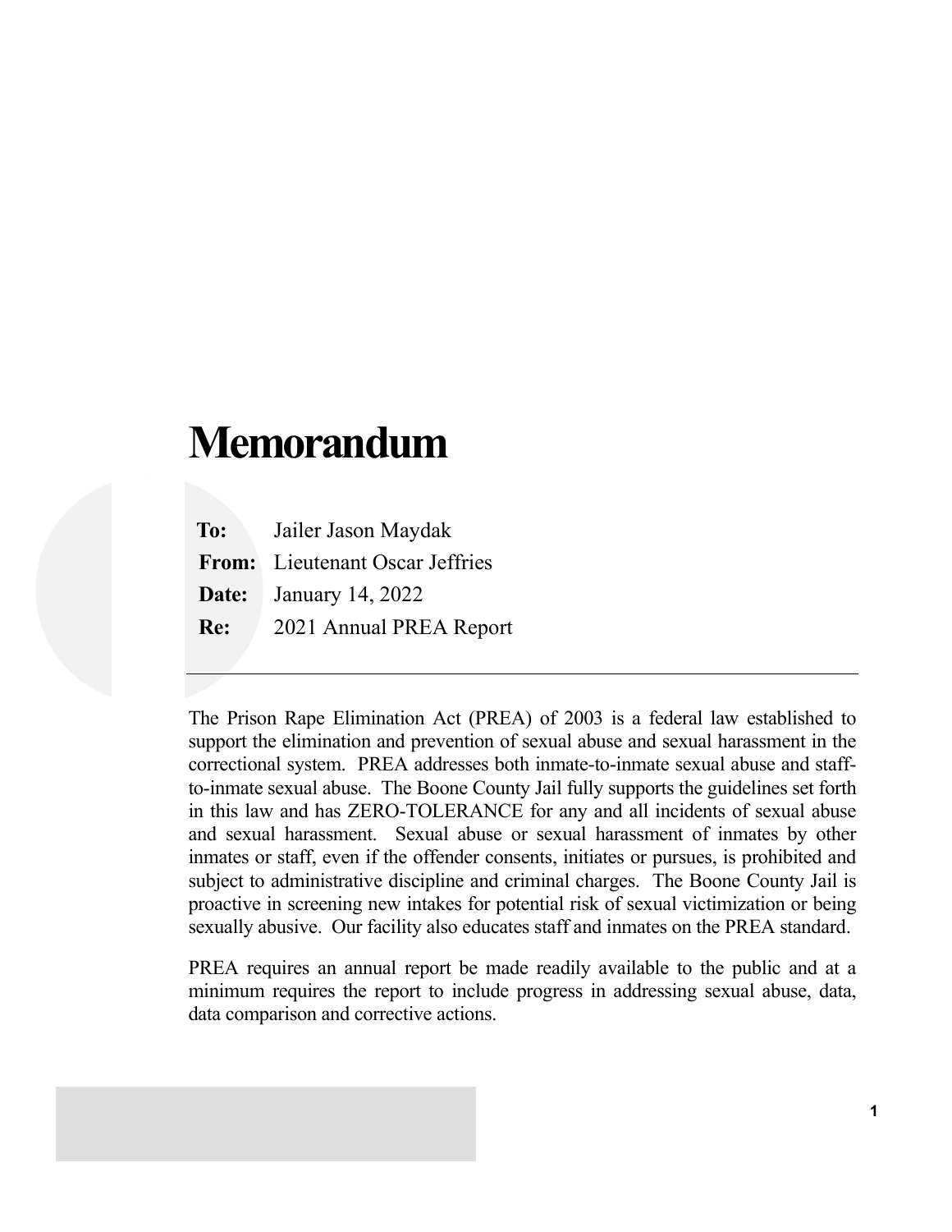# Memorandum

**To:** Jailer Jason Maydak
**From:** Lieutenant Oscar Jeffries
**Date:** January 14, 2022
**Re:** 2021 Annual PREA Report

---

The Prison Rape Elimination Act (PREA) of 2003 is a federal law established to support the elimination and prevention of sexual abuse and sexual harassment in the correctional system. PREA addresses both inmate-to-inmate sexual abuse and staff-to-inmate sexual abuse. The Boone County Jail fully supports the guidelines set forth in this law and has ZERO-TOLERANCE for any and all incidents of sexual abuse and sexual harassment. Sexual abuse or sexual harassment of inmates by other inmates or staff, even if the offender consents, initiates or pursues, is prohibited and subject to administrative discipline and criminal charges. The Boone County Jail is proactive in screening new intakes for potential risk of sexual victimization or being sexually abusive. Our facility also educates staff and inmates on the PREA standard.

PREA requires an annual report be made readily available to the public and at a minimum requires the report to include progress in addressing sexual abuse, data, data comparison and corrective actions.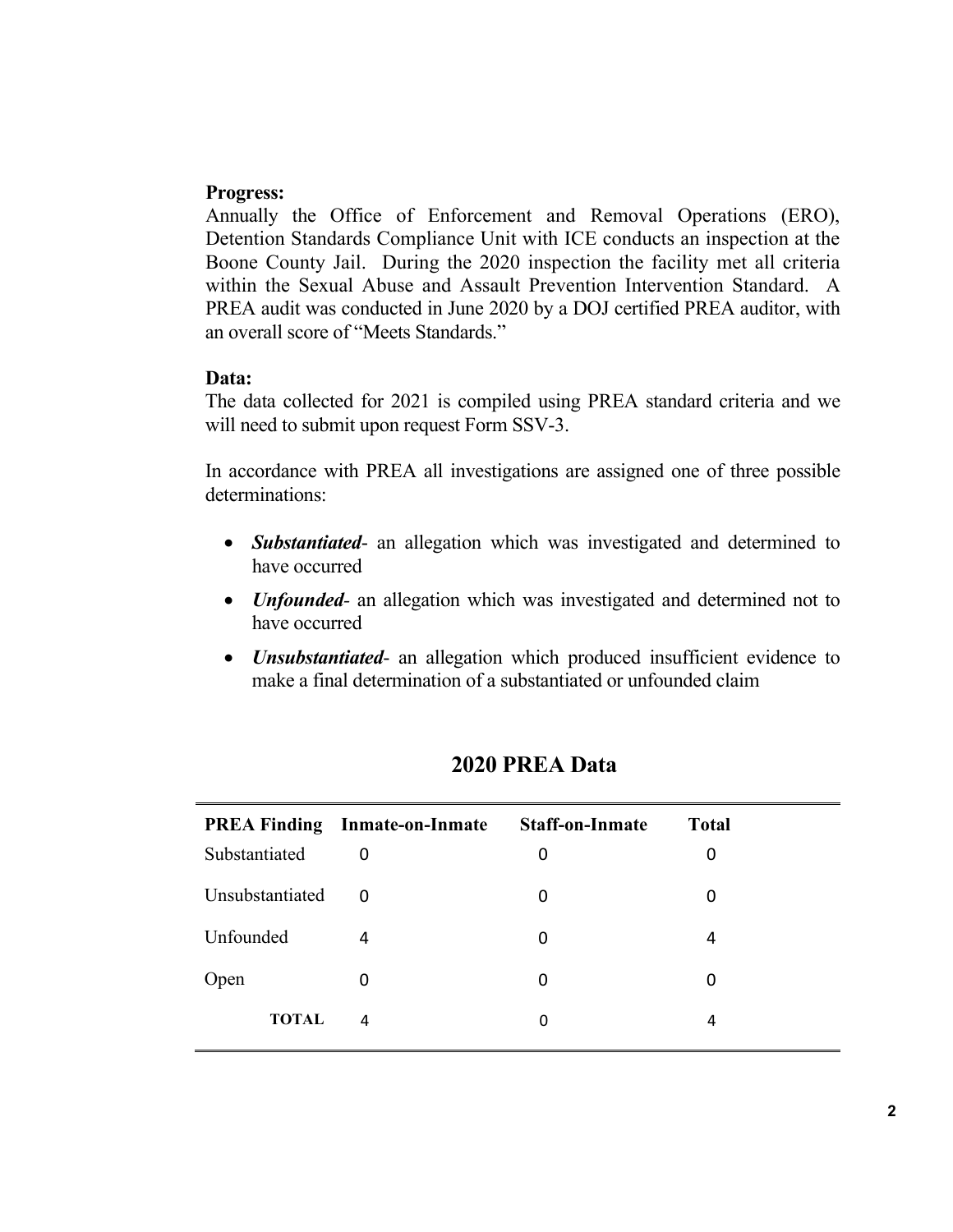**Progress:**
Annually the Office of Enforcement and Removal Operations (ERO), Detention Standards Compliance Unit with ICE conducts an inspection at the Boone County Jail. During the 2020 inspection the facility met all criteria within the Sexual Abuse and Assault Prevention Intervention Standard. A PREA audit was conducted in June 2020 by a DOJ certified PREA auditor, with an overall score of "Meets Standards."

**Data:**
The data collected for 2021 is compiled using PREA standard criteria and we will need to submit upon request Form SSV-3.

In accordance with PREA all investigations are assigned one of three possible determinations:

- ***Substantiated***- an allegation which was investigated and determined to have occurred
- ***Unfounded***- an allegation which was investigated and determined not to have occurred
- ***Unsubstantiated***- an allegation which produced insufficient evidence to make a final determination of a substantiated or unfounded claim

## 2020 PREA Data

| PREA Finding | Inmate-on-Inmate | Staff-on-Inmate | Total |
|---|---|---|---|
| Substantiated | 0 | 0 | 0 |
| Unsubstantiated | 0 | 0 | 0 |
| Unfounded | 4 | 0 | 4 |
| Open | 0 | 0 | 0 |
| **TOTAL** | 4 | 0 | 4 |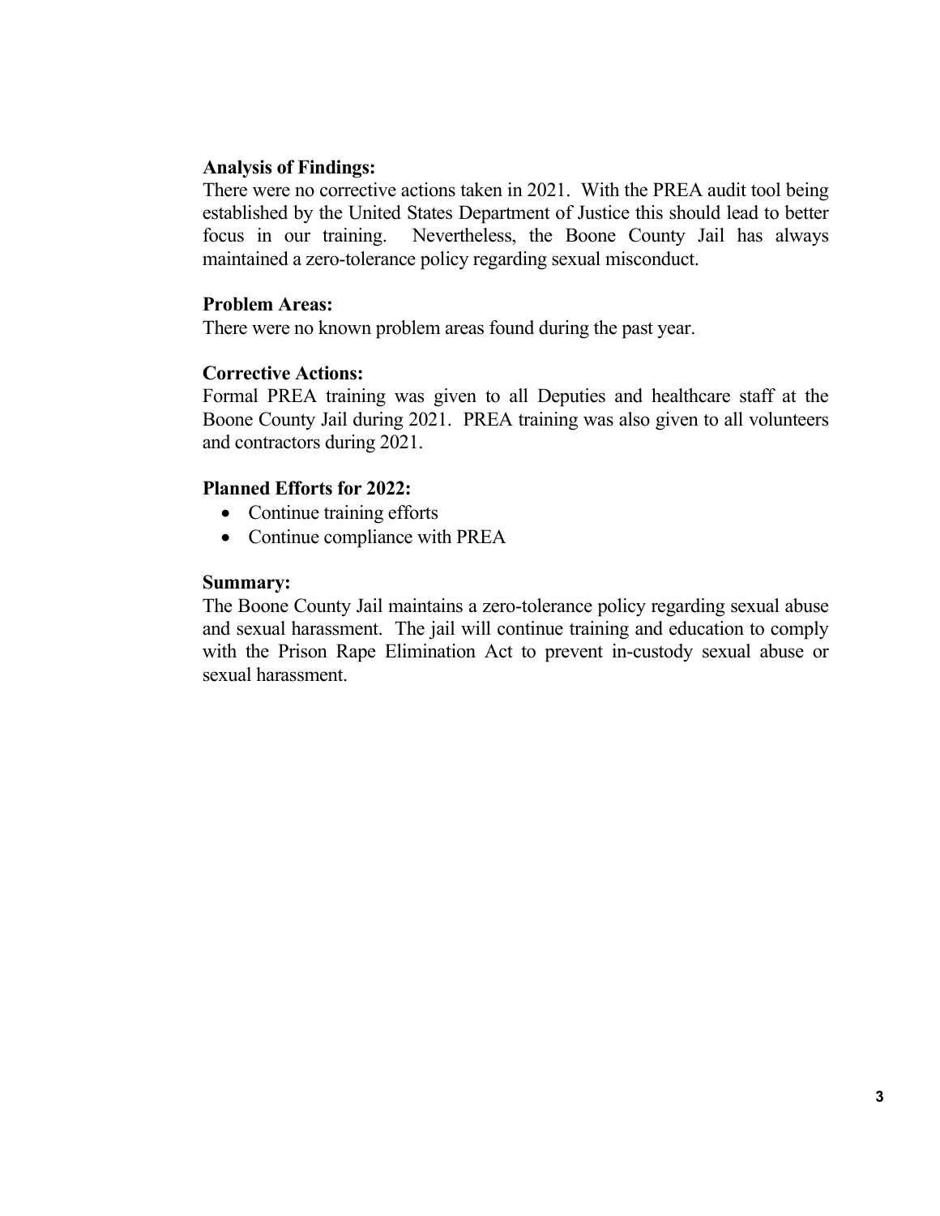**Analysis of Findings:**

There were no corrective actions taken in 2021. With the PREA audit tool being established by the United States Department of Justice this should lead to better focus in our training. Nevertheless, the Boone County Jail has always maintained a zero-tolerance policy regarding sexual misconduct.

**Problem Areas:**

There were no known problem areas found during the past year.

**Corrective Actions:**

Formal PREA training was given to all Deputies and healthcare staff at the Boone County Jail during 2021. PREA training was also given to all volunteers and contractors during 2021.

**Planned Efforts for 2022:**

- Continue training efforts
- Continue compliance with PREA

**Summary:**

The Boone County Jail maintains a zero-tolerance policy regarding sexual abuse and sexual harassment. The jail will continue training and education to comply with the Prison Rape Elimination Act to prevent in-custody sexual abuse or sexual harassment.